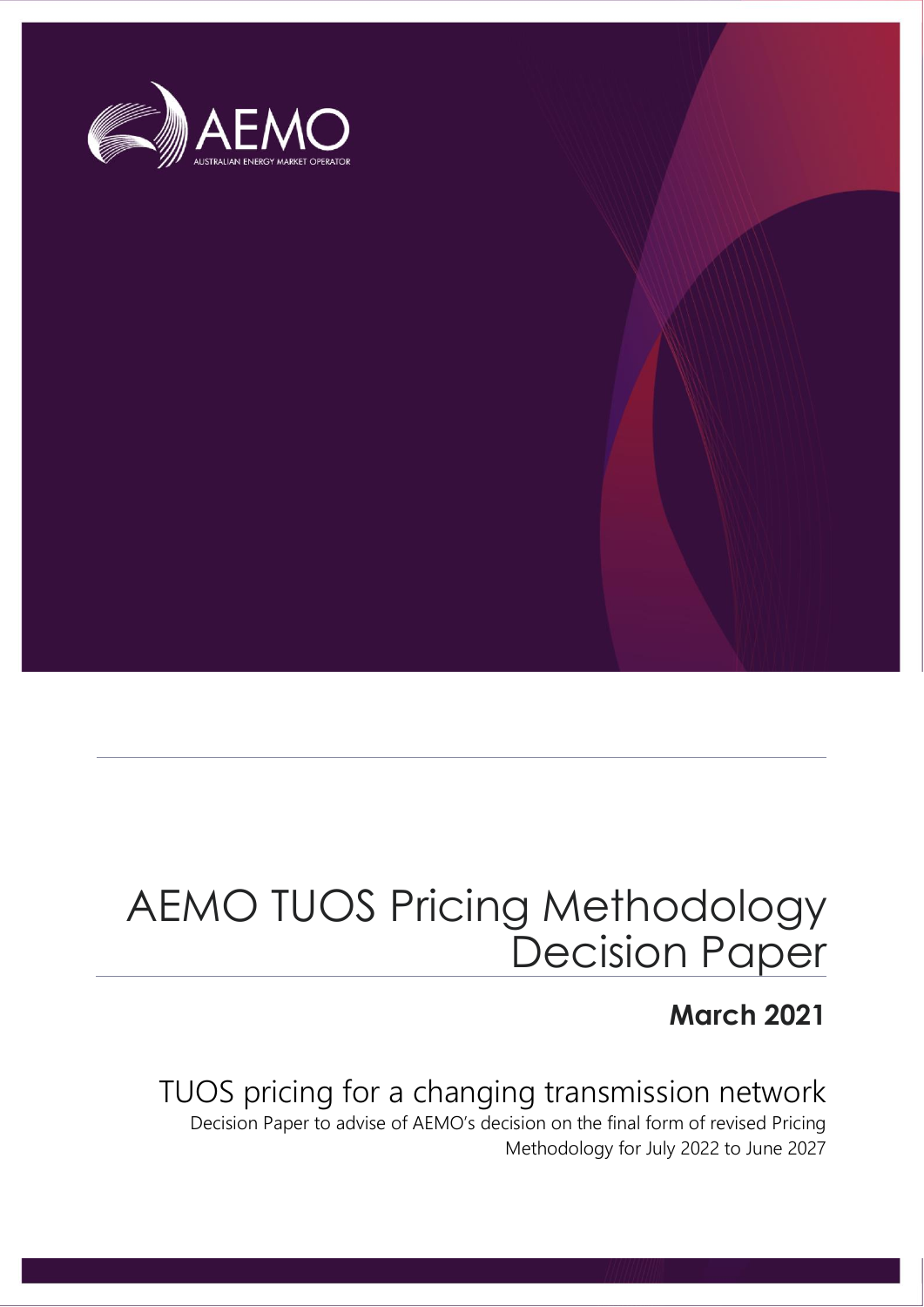# AEMO TUOS Pricing Methodology Decision Paper

**March 2021**

## TUOS pricing for a changing transmission network

Decision Paper to advise of AEMO's decision on the final form of revised Pricing Methodology for July 2022 to June 2027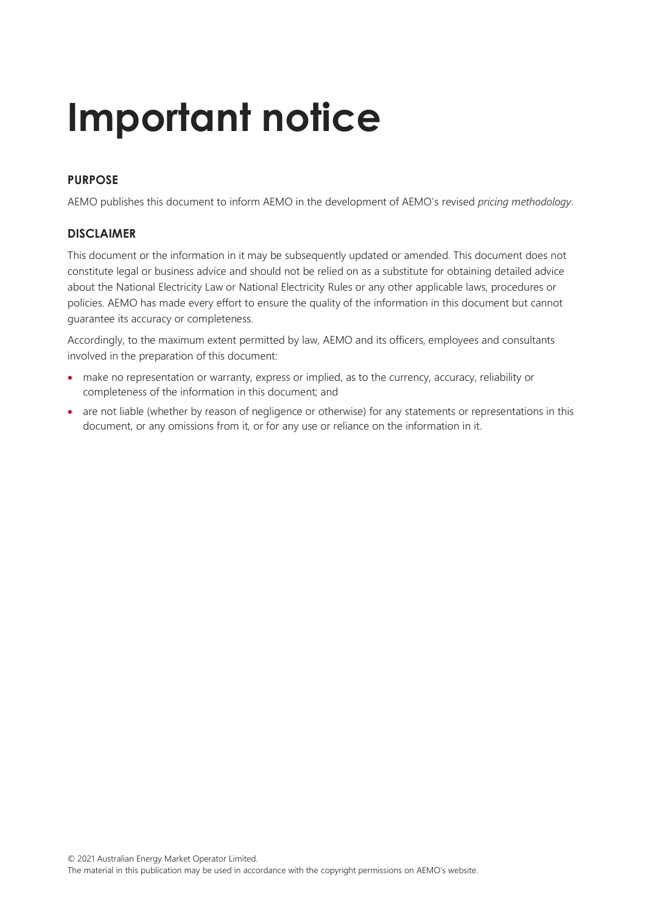# Important notice

## PURPOSE

AEMO publishes this document to inform AEMO in the development of AEMO's revised *pricing methodology*.

## DISCLAIMER

This document or the information in it may be subsequently updated or amended. This document does not constitute legal or business advice and should not be relied on as a substitute for obtaining detailed advice about the National Electricity Law or National Electricity Rules or any other applicable laws, procedures or policies. AEMO has made every effort to ensure the quality of the information in this document but cannot guarantee its accuracy or completeness.

Accordingly, to the maximum extent permitted by law, AEMO and its officers, employees and consultants involved in the preparation of this document:

- make no representation or warranty, express or implied, as to the currency, accuracy, reliability or completeness of the information in this document; and
- are not liable (whether by reason of negligence or otherwise) for any statements or representations in this document, or any omissions from it, or for any use or reliance on the information in it.

© 2021 Australian Energy Market Operator Limited.
The material in this publication may be used in accordance with the copyright permissions on AEMO's website.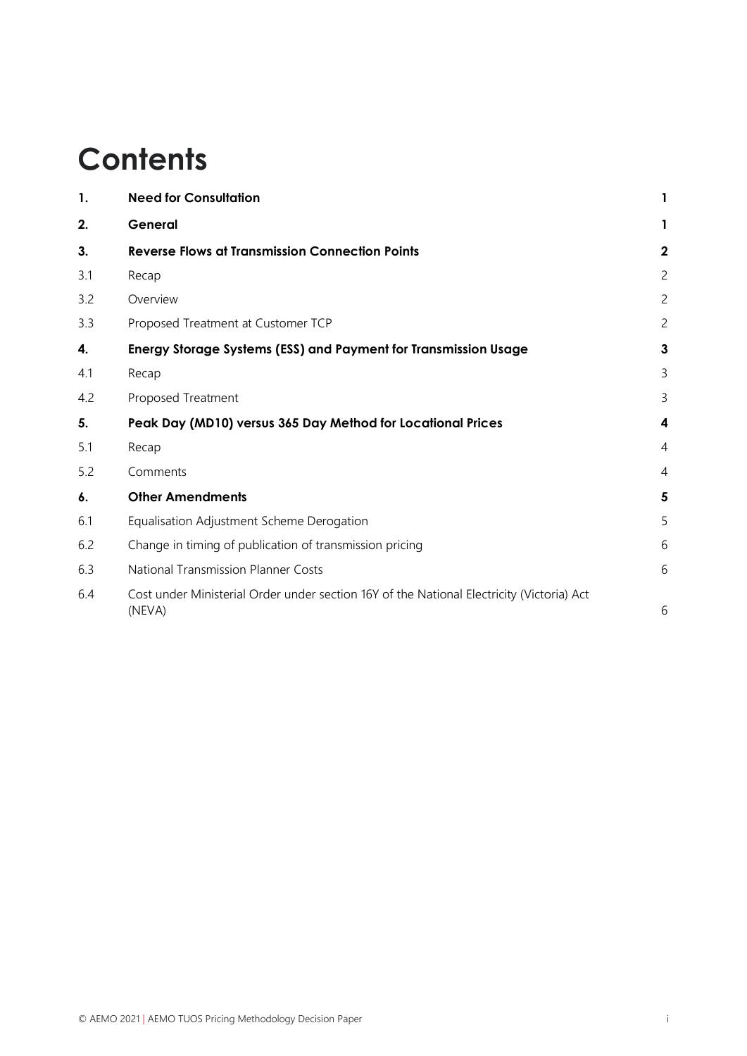# Contents

| | | |
|---|---|---|
| **1.** | **Need for Consultation** | **1** |
| **2.** | **General** | **1** |
| **3.** | **Reverse Flows at Transmission Connection Points** | **2** |
| 3.1 | Recap | 2 |
| 3.2 | Overview | 2 |
| 3.3 | Proposed Treatment at Customer TCP | 2 |
| **4.** | **Energy Storage Systems (ESS) and Payment for Transmission Usage** | **3** |
| 4.1 | Recap | 3 |
| 4.2 | Proposed Treatment | 3 |
| **5.** | **Peak Day (MD10) versus 365 Day Method for Locational Prices** | **4** |
| 5.1 | Recap | 4 |
| 5.2 | Comments | 4 |
| **6.** | **Other Amendments** | **5** |
| 6.1 | Equalisation Adjustment Scheme Derogation | 5 |
| 6.2 | Change in timing of publication of transmission pricing | 6 |
| 6.3 | National Transmission Planner Costs | 6 |
| 6.4 | Cost under Ministerial Order under section 16Y of the National Electricity (Victoria) Act (NEVA) | 6 |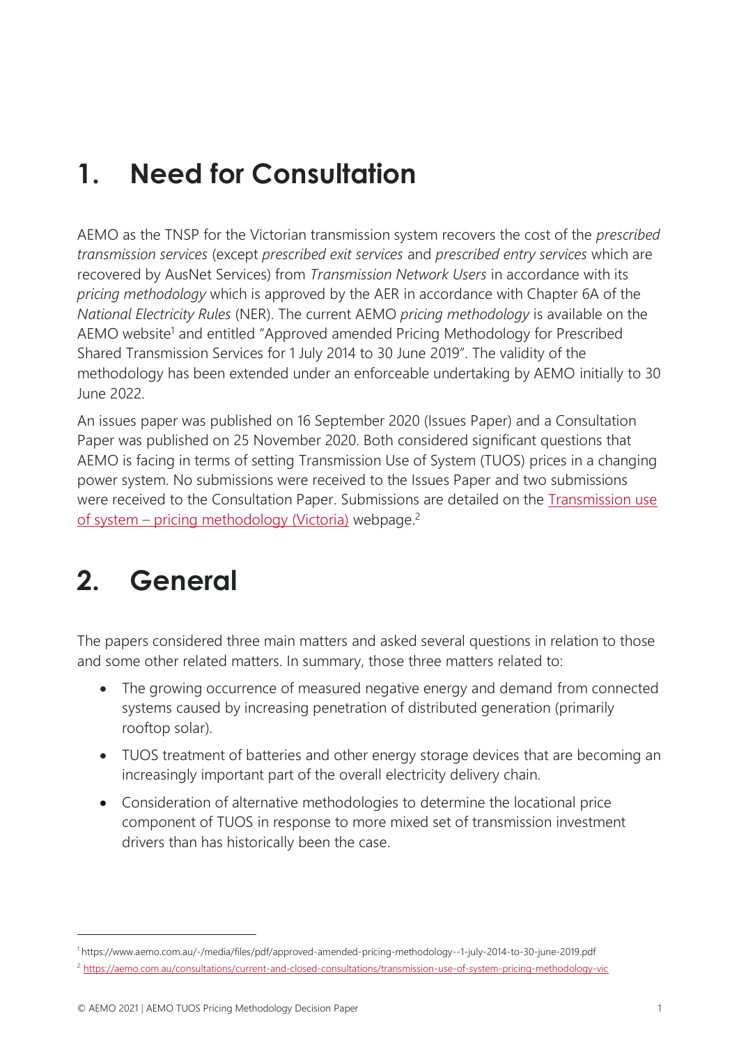# 1. Need for Consultation

AEMO as the TNSP for the Victorian transmission system recovers the cost of the *prescribed transmission services* (except *prescribed exit services* and *prescribed entry services* which are recovered by AusNet Services) from *Transmission Network Users* in accordance with its *pricing methodology* which is approved by the AER in accordance with Chapter 6A of the *National Electricity Rules* (NER). The current AEMO *pricing methodology* is available on the AEMO website[1] and entitled "Approved amended Pricing Methodology for Prescribed Shared Transmission Services for 1 July 2014 to 30 June 2019". The validity of the methodology has been extended under an enforceable undertaking by AEMO initially to 30 June 2022.

An issues paper was published on 16 September 2020 (Issues Paper) and a Consultation Paper was published on 25 November 2020. Both considered significant questions that AEMO is facing in terms of setting Transmission Use of System (TUOS) prices in a changing power system. No submissions were received to the Issues Paper and two submissions were received to the Consultation Paper. Submissions are detailed on the [Transmission use of system – pricing methodology (Victoria)](https://aemo.com.au/consultations/current-and-closed-consultations/transmission-use-of-system-pricing-methodology-vic) webpage.[2]

# 2. General

The papers considered three main matters and asked several questions in relation to those and some other related matters. In summary, those three matters related to:

- The growing occurrence of measured negative energy and demand from connected systems caused by increasing penetration of distributed generation (primarily rooftop solar).
- TUOS treatment of batteries and other energy storage devices that are becoming an increasingly important part of the overall electricity delivery chain.
- Consideration of alternative methodologies to determine the locational price component of TUOS in response to more mixed set of transmission investment drivers than has historically been the case.

[1] https://www.aemo.com.au/-/media/files/pdf/approved-amended-pricing-methodology--1-july-2014-to-30-june-2019.pdf

[2] https://aemo.com.au/consultations/current-and-closed-consultations/transmission-use-of-system-pricing-methodology-vic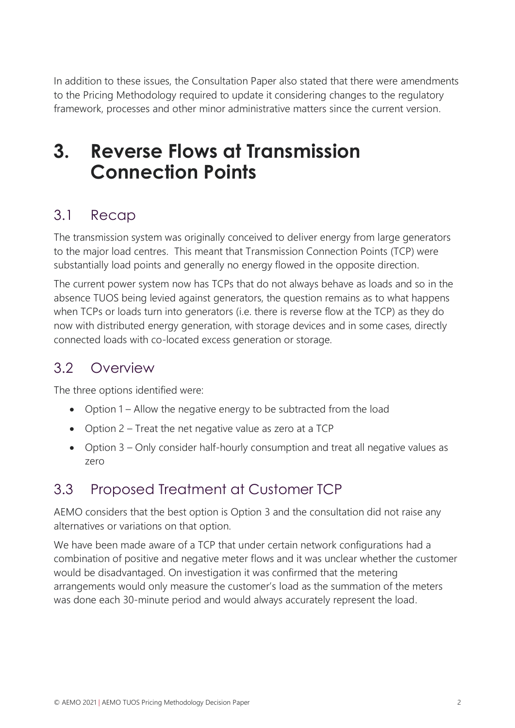In addition to these issues, the Consultation Paper also stated that there were amendments to the Pricing Methodology required to update it considering changes to the regulatory framework, processes and other minor administrative matters since the current version.

# 3. Reverse Flows at Transmission Connection Points

## 3.1 Recap

The transmission system was originally conceived to deliver energy from large generators to the major load centres. This meant that Transmission Connection Points (TCP) were substantially load points and generally no energy flowed in the opposite direction.

The current power system now has TCPs that do not always behave as loads and so in the absence TUOS being levied against generators, the question remains as to what happens when TCPs or loads turn into generators (i.e. there is reverse flow at the TCP) as they do now with distributed energy generation, with storage devices and in some cases, directly connected loads with co-located excess generation or storage.

## 3.2 Overview

The three options identified were:

- Option 1 – Allow the negative energy to be subtracted from the load
- Option 2 – Treat the net negative value as zero at a TCP
- Option 3 – Only consider half-hourly consumption and treat all negative values as zero

## 3.3 Proposed Treatment at Customer TCP

AEMO considers that the best option is Option 3 and the consultation did not raise any alternatives or variations on that option.

We have been made aware of a TCP that under certain network configurations had a combination of positive and negative meter flows and it was unclear whether the customer would be disadvantaged. On investigation it was confirmed that the metering arrangements would only measure the customer's load as the summation of the meters was done each 30-minute period and would always accurately represent the load.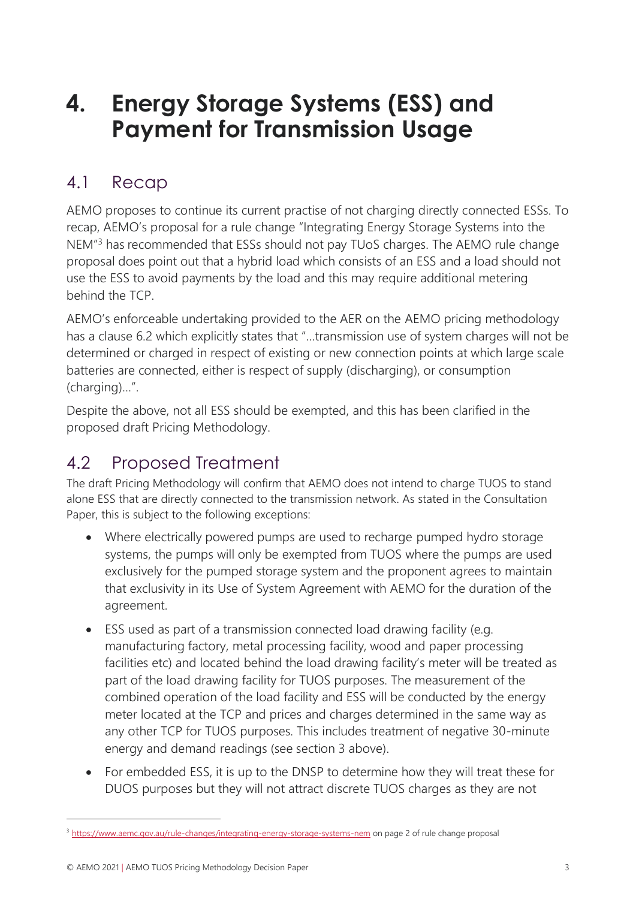# 4. Energy Storage Systems (ESS) and Payment for Transmission Usage

## 4.1 Recap

AEMO proposes to continue its current practise of not charging directly connected ESSs. To recap, AEMO's proposal for a rule change "Integrating Energy Storage Systems into the NEM"[3] has recommended that ESSs should not pay TUoS charges. The AEMO rule change proposal does point out that a hybrid load which consists of an ESS and a load should not use the ESS to avoid payments by the load and this may require additional metering behind the TCP.

AEMO's enforceable undertaking provided to the AER on the AEMO pricing methodology has a clause 6.2 which explicitly states that "…transmission use of system charges will not be determined or charged in respect of existing or new connection points at which large scale batteries are connected, either is respect of supply (discharging), or consumption (charging)…".

Despite the above, not all ESS should be exempted, and this has been clarified in the proposed draft Pricing Methodology.

## 4.2 Proposed Treatment

The draft Pricing Methodology will confirm that AEMO does not intend to charge TUOS to stand alone ESS that are directly connected to the transmission network. As stated in the Consultation Paper, this is subject to the following exceptions:

- Where electrically powered pumps are used to recharge pumped hydro storage systems, the pumps will only be exempted from TUOS where the pumps are used exclusively for the pumped storage system and the proponent agrees to maintain that exclusivity in its Use of System Agreement with AEMO for the duration of the agreement.
- ESS used as part of a transmission connected load drawing facility (e.g. manufacturing factory, metal processing facility, wood and paper processing facilities etc) and located behind the load drawing facility's meter will be treated as part of the load drawing facility for TUOS purposes. The measurement of the combined operation of the load facility and ESS will be conducted by the energy meter located at the TCP and prices and charges determined in the same way as any other TCP for TUOS purposes. This includes treatment of negative 30-minute energy and demand readings (see section 3 above).
- For embedded ESS, it is up to the DNSP to determine how they will treat these for DUOS purposes but they will not attract discrete TUOS charges as they are not

[3] https://www.aemc.gov.au/rule-changes/integrating-energy-storage-systems-nem on page 2 of rule change proposal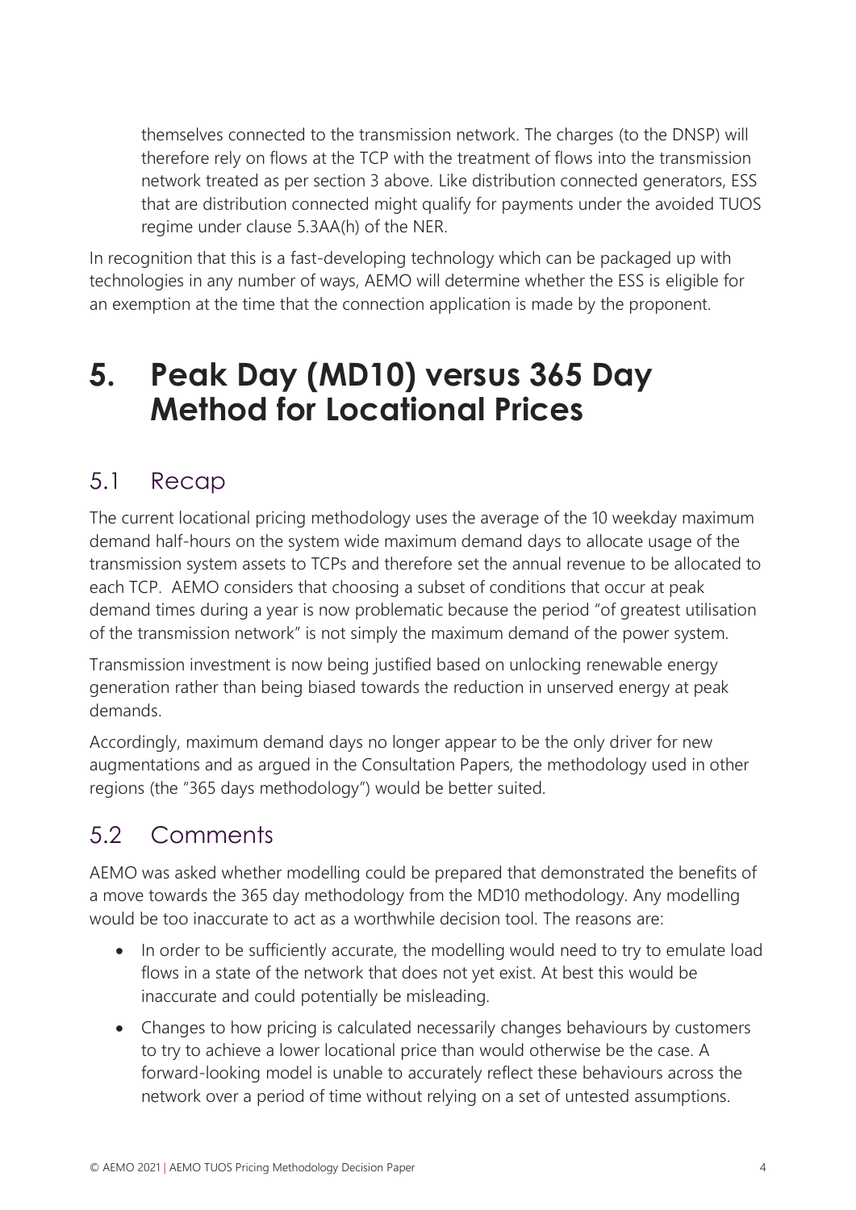themselves connected to the transmission network. The charges (to the DNSP) will therefore rely on flows at the TCP with the treatment of flows into the transmission network treated as per section 3 above. Like distribution connected generators, ESS that are distribution connected might qualify for payments under the avoided TUOS regime under clause 5.3AA(h) of the NER.

In recognition that this is a fast-developing technology which can be packaged up with technologies in any number of ways, AEMO will determine whether the ESS is eligible for an exemption at the time that the connection application is made by the proponent.

# 5. Peak Day (MD10) versus 365 Day Method for Locational Prices

## 5.1 Recap

The current locational pricing methodology uses the average of the 10 weekday maximum demand half-hours on the system wide maximum demand days to allocate usage of the transmission system assets to TCPs and therefore set the annual revenue to be allocated to each TCP. AEMO considers that choosing a subset of conditions that occur at peak demand times during a year is now problematic because the period "of greatest utilisation of the transmission network" is not simply the maximum demand of the power system.

Transmission investment is now being justified based on unlocking renewable energy generation rather than being biased towards the reduction in unserved energy at peak demands.

Accordingly, maximum demand days no longer appear to be the only driver for new augmentations and as argued in the Consultation Papers, the methodology used in other regions (the "365 days methodology") would be better suited.

## 5.2 Comments

AEMO was asked whether modelling could be prepared that demonstrated the benefits of a move towards the 365 day methodology from the MD10 methodology. Any modelling would be too inaccurate to act as a worthwhile decision tool. The reasons are:

- In order to be sufficiently accurate, the modelling would need to try to emulate load flows in a state of the network that does not yet exist. At best this would be inaccurate and could potentially be misleading.
- Changes to how pricing is calculated necessarily changes behaviours by customers to try to achieve a lower locational price than would otherwise be the case. A forward-looking model is unable to accurately reflect these behaviours across the network over a period of time without relying on a set of untested assumptions.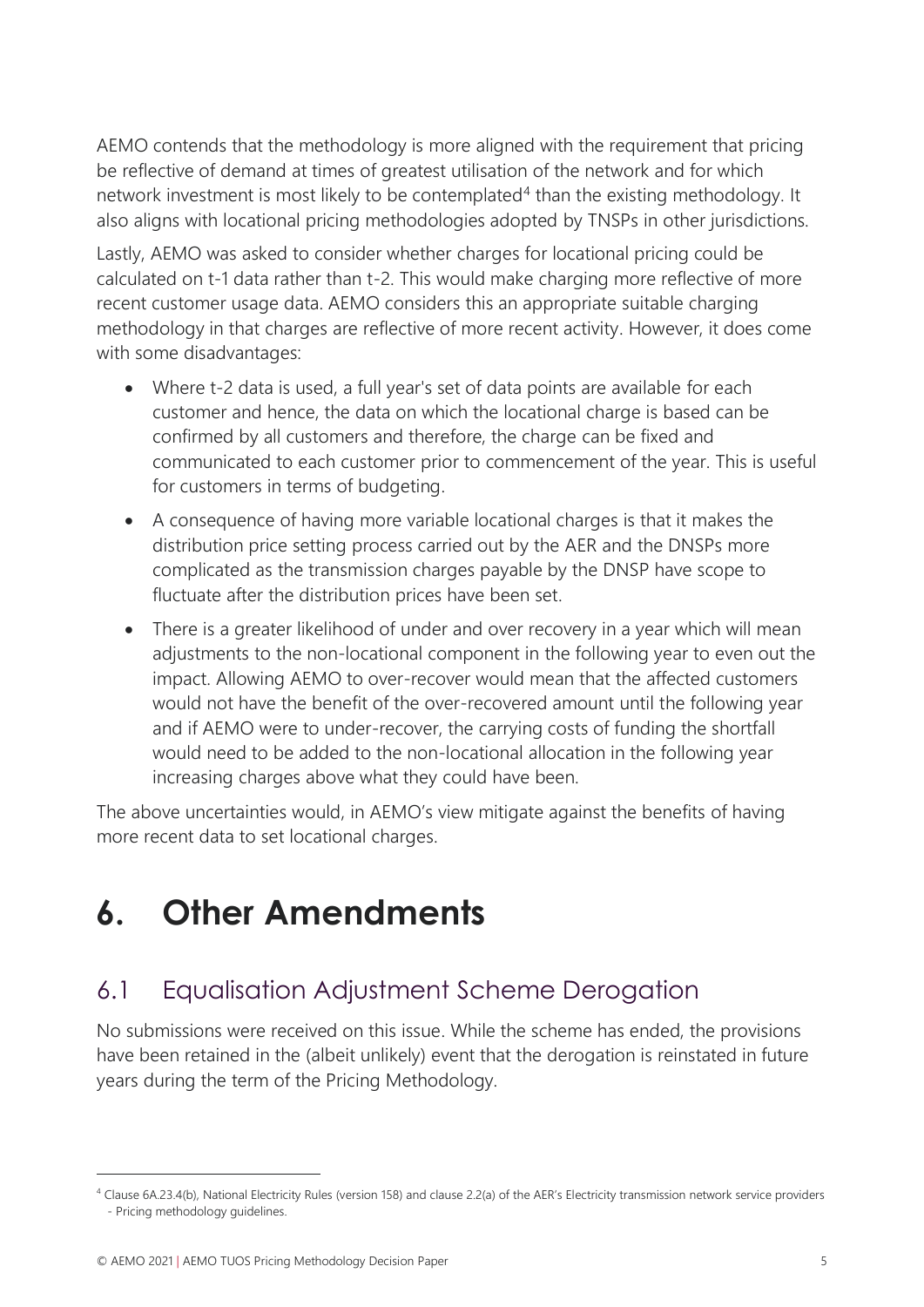AEMO contends that the methodology is more aligned with the requirement that pricing be reflective of demand at times of greatest utilisation of the network and for which network investment is most likely to be contemplated[4] than the existing methodology. It also aligns with locational pricing methodologies adopted by TNSPs in other jurisdictions.

Lastly, AEMO was asked to consider whether charges for locational pricing could be calculated on t-1 data rather than t-2. This would make charging more reflective of more recent customer usage data. AEMO considers this an appropriate suitable charging methodology in that charges are reflective of more recent activity. However, it does come with some disadvantages:

- Where t-2 data is used, a full year's set of data points are available for each customer and hence, the data on which the locational charge is based can be confirmed by all customers and therefore, the charge can be fixed and communicated to each customer prior to commencement of the year. This is useful for customers in terms of budgeting.
- A consequence of having more variable locational charges is that it makes the distribution price setting process carried out by the AER and the DNSPs more complicated as the transmission charges payable by the DNSP have scope to fluctuate after the distribution prices have been set.
- There is a greater likelihood of under and over recovery in a year which will mean adjustments to the non-locational component in the following year to even out the impact. Allowing AEMO to over-recover would mean that the affected customers would not have the benefit of the over-recovered amount until the following year and if AEMO were to under-recover, the carrying costs of funding the shortfall would need to be added to the non-locational allocation in the following year increasing charges above what they could have been.

The above uncertainties would, in AEMO's view mitigate against the benefits of having more recent data to set locational charges.

# 6. Other Amendments

## 6.1 Equalisation Adjustment Scheme Derogation

No submissions were received on this issue. While the scheme has ended, the provisions have been retained in the (albeit unlikely) event that the derogation is reinstated in future years during the term of the Pricing Methodology.

[4] Clause 6A.23.4(b), National Electricity Rules (version 158) and clause 2.2(a) of the AER's Electricity transmission network service providers - Pricing methodology guidelines.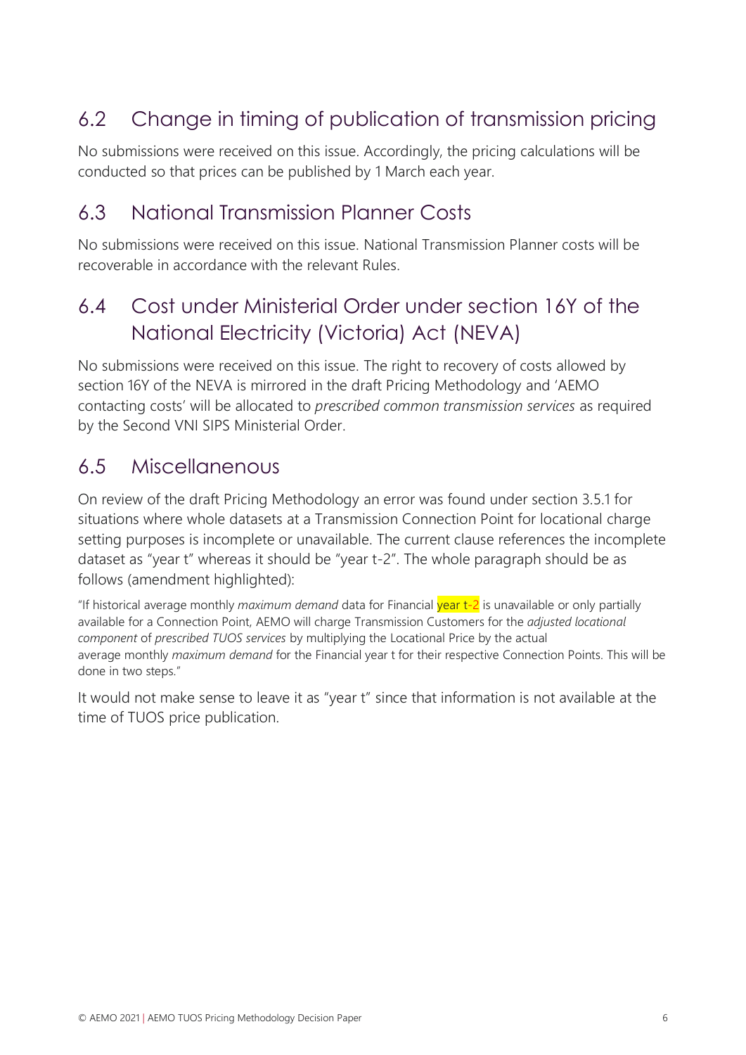## 6.2 Change in timing of publication of transmission pricing

No submissions were received on this issue. Accordingly, the pricing calculations will be conducted so that prices can be published by 1 March each year.

## 6.3 National Transmission Planner Costs

No submissions were received on this issue. National Transmission Planner costs will be recoverable in accordance with the relevant Rules.

## 6.4 Cost under Ministerial Order under section 16Y of the National Electricity (Victoria) Act (NEVA)

No submissions were received on this issue. The right to recovery of costs allowed by section 16Y of the NEVA is mirrored in the draft Pricing Methodology and 'AEMO contacting costs' will be allocated to *prescribed common transmission services* as required by the Second VNI SIPS Ministerial Order.

## 6.5 Miscellanenous

On review of the draft Pricing Methodology an error was found under section 3.5.1 for situations where whole datasets at a Transmission Connection Point for locational charge setting purposes is incomplete or unavailable. The current clause references the incomplete dataset as "year t" whereas it should be "year t-2". The whole paragraph should be as follows (amendment highlighted):

"If historical average monthly *maximum demand* data for Financial year t-2 is unavailable or only partially available for a Connection Point, AEMO will charge Transmission Customers for the *adjusted locational component* of *prescribed TUOS services* by multiplying the Locational Price by the actual average monthly *maximum demand* for the Financial year t for their respective Connection Points. This will be done in two steps."

It would not make sense to leave it as "year t" since that information is not available at the time of TUOS price publication.